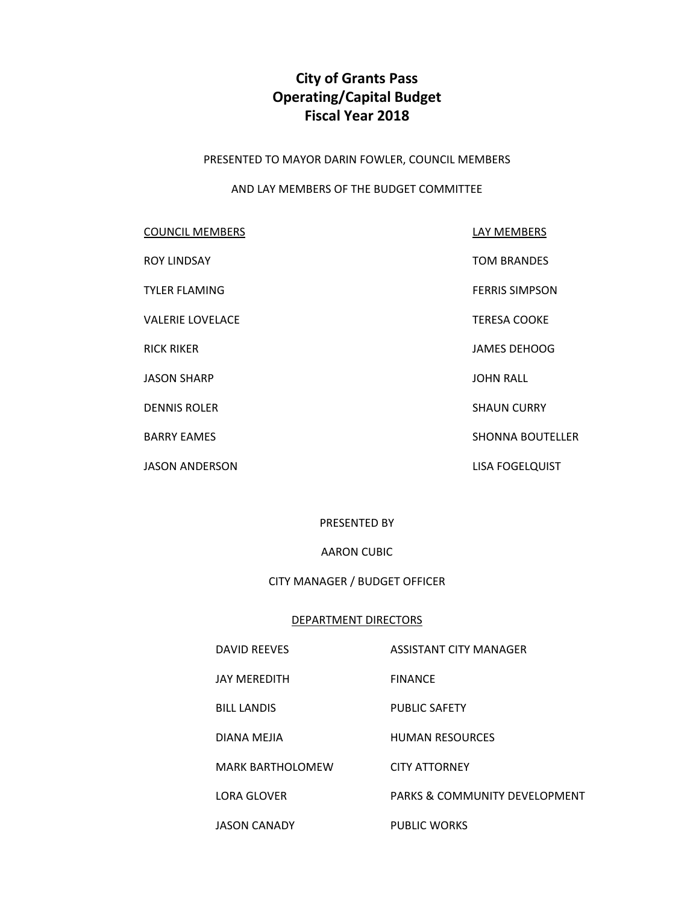# City of Grants Pass
# Operating/Capital Budget
# Fiscal Year 2018

PRESENTED TO MAYOR DARIN FOWLER, COUNCIL MEMBERS

AND LAY MEMBERS OF THE BUDGET COMMITTEE

| COUNCIL MEMBERS | LAY MEMBERS |
| --- | --- |
| ROY LINDSAY | TOM BRANDES |
| TYLER FLAMING | FERRIS SIMPSON |
| VALERIE LOVELACE | TERESA COOKE |
| RICK RIKER | JAMES DEHOOG |
| JASON SHARP | JOHN RALL |
| DENNIS ROLER | SHAUN CURRY |
| BARRY EAMES | SHONNA BOUTELLER |
| JASON ANDERSON | LISA FOGELQUIST |

PRESENTED BY

AARON CUBIC

CITY MANAGER / BUDGET OFFICER

DEPARTMENT DIRECTORS

| | |
| --- | --- |
| DAVID REEVES | ASSISTANT CITY MANAGER |
| JAY MEREDITH | FINANCE |
| BILL LANDIS | PUBLIC SAFETY |
| DIANA MEJIA | HUMAN RESOURCES |
| MARK BARTHOLOMEW | CITY ATTORNEY |
| LORA GLOVER | PARKS & COMMUNITY DEVELOPMENT |
| JASON CANADY | PUBLIC WORKS |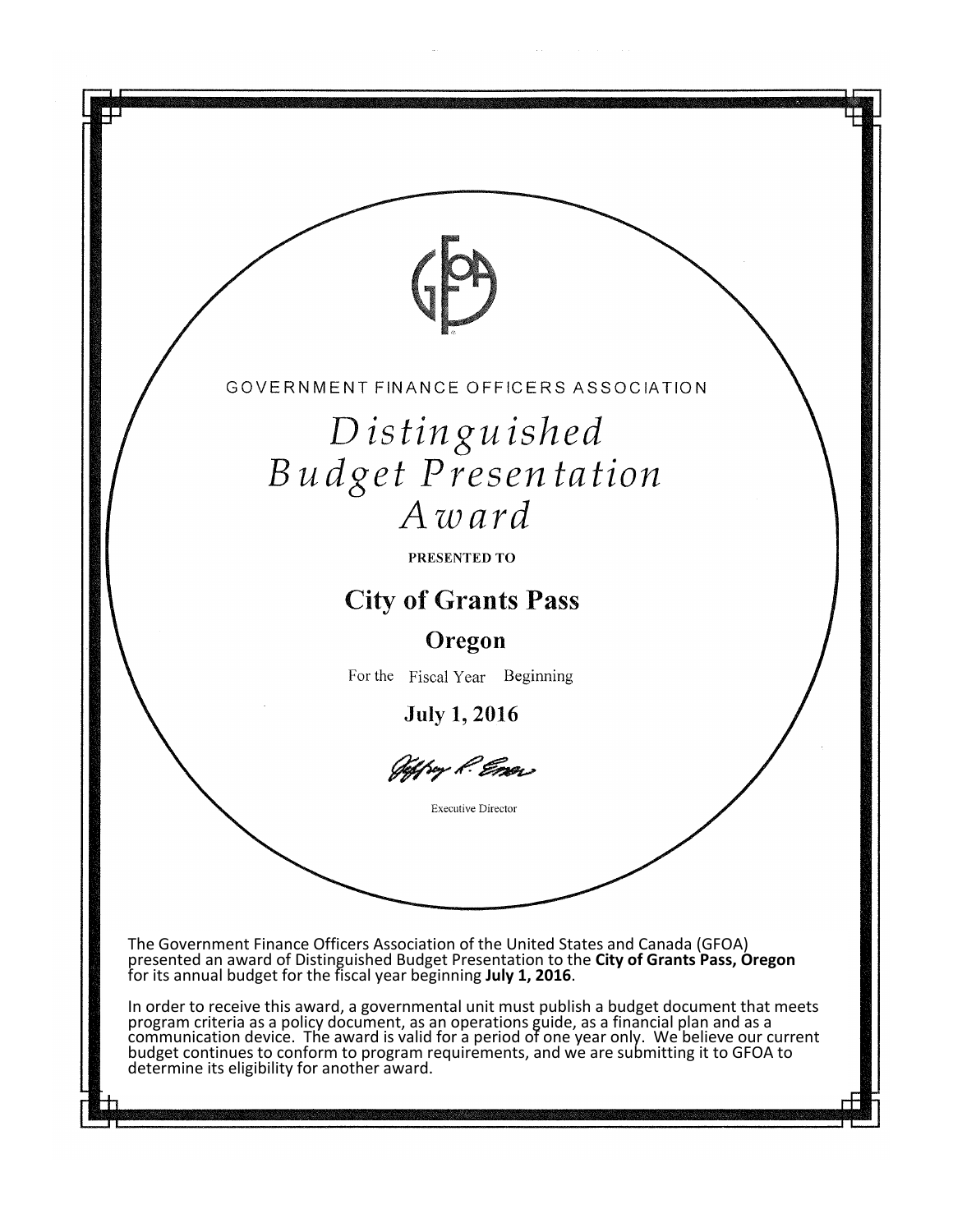GOVERNMENT FINANCE OFFICERS ASSOCIATION

# *Distinguished Budget Presentation Award*

**PRESENTED TO**

## City of Grants Pass

**Oregon**

For the Fiscal Year Beginning

**July 1, 2016**

Executive Director

The Government Finance Officers Association of the United States and Canada (GFOA) presented an award of Distinguished Budget Presentation to the **City of Grants Pass, Oregon** for its annual budget for the fiscal year beginning **July 1, 2016**.

In order to receive this award, a governmental unit must publish a budget document that meets program criteria as a policy document, as an operations guide, as a financial plan and as a communication device. The award is valid for a period of one year only. We believe our current budget continues to conform to program requirements, and we are submitting it to GFOA to determine its eligibility for another award.